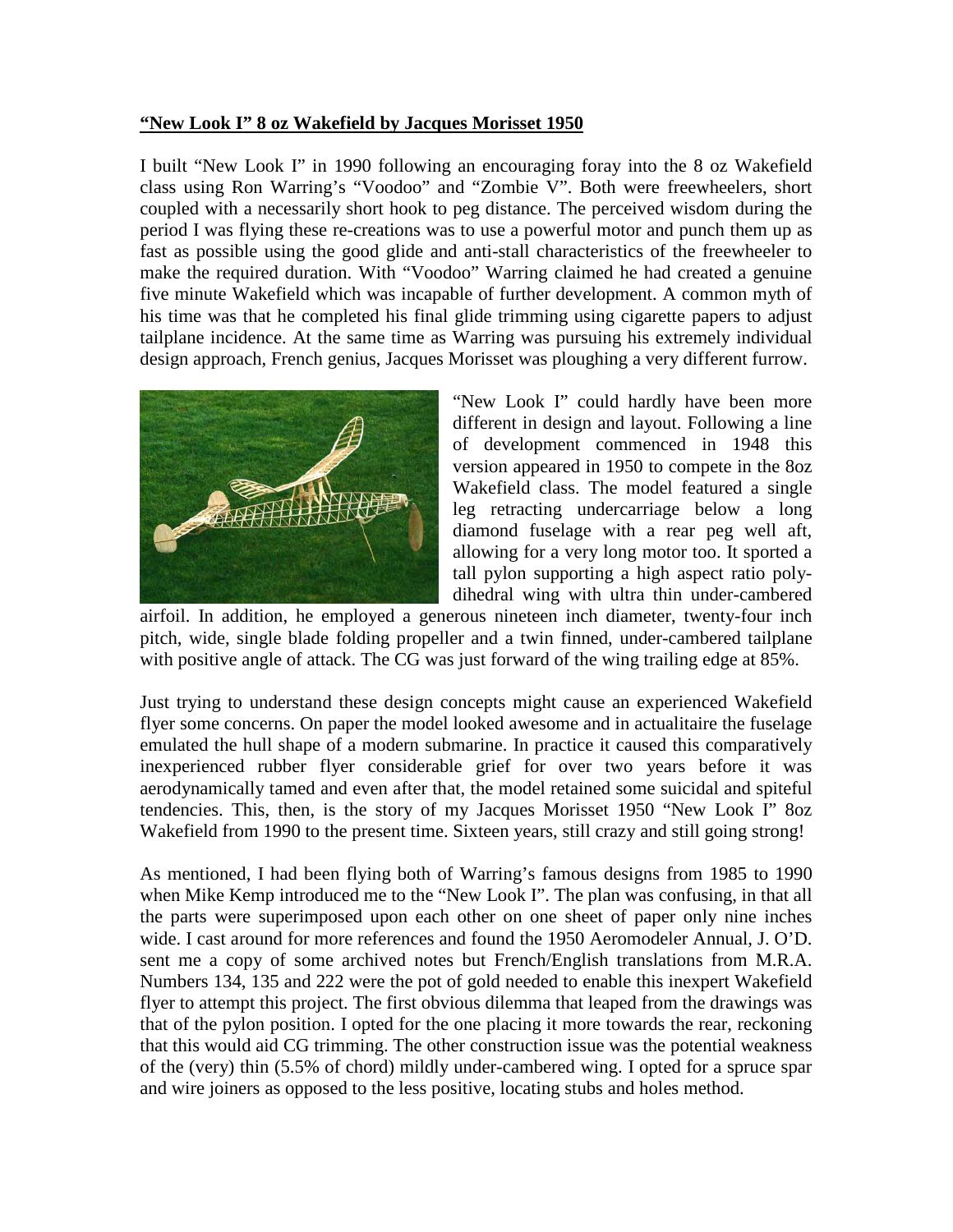**"New Look I" 8 oz Wakefield by Jacques Morisset 1950**

I built "New Look I" in 1990 following an encouraging foray into the 8 oz Wakefield class using Ron Warring's "Voodoo" and "Zombie V". Both were freewheelers, short coupled with a necessarily short hook to peg distance. The perceived wisdom during the period I was flying these re-creations was to use a powerful motor and punch them up as fast as possible using the good glide and anti-stall characteristics of the freewheeler to make the required duration. With "Voodoo" Warring claimed he had created a genuine five minute Wakefield which was incapable of further development. A common myth of his time was that he completed his final glide trimming using cigarette papers to adjust tailplane incidence. At the same time as Warring was pursuing his extremely individual design approach, French genius, Jacques Morisset was ploughing a very different furrow.

"New Look I" could hardly have been more different in design and layout. Following a line of development commenced in 1948 this version appeared in 1950 to compete in the 8oz Wakefield class. The model featured a single leg retracting undercarriage below a long diamond fuselage with a rear peg well aft, allowing for a very long motor too. It sported a tall pylon supporting a high aspect ratio poly-dihedral wing with ultra thin under-cambered airfoil. In addition, he employed a generous nineteen inch diameter, twenty-four inch pitch, wide, single blade folding propeller and a twin finned, under-cambered tailplane with positive angle of attack. The CG was just forward of the wing trailing edge at 85%.

Just trying to understand these design concepts might cause an experienced Wakefield flyer some concerns. On paper the model looked awesome and in actualitaire the fuselage emulated the hull shape of a modern submarine. In practice it caused this comparatively inexperienced rubber flyer considerable grief for over two years before it was aerodynamically tamed and even after that, the model retained some suicidal and spiteful tendencies. This, then, is the story of my Jacques Morisset 1950 "New Look I" 8oz Wakefield from 1990 to the present time. Sixteen years, still crazy and still going strong!

As mentioned, I had been flying both of Warring's famous designs from 1985 to 1990 when Mike Kemp introduced me to the "New Look I". The plan was confusing, in that all the parts were superimposed upon each other on one sheet of paper only nine inches wide. I cast around for more references and found the 1950 Aeromodeler Annual, J. O'D. sent me a copy of some archived notes but French/English translations from M.R.A. Numbers 134, 135 and 222 were the pot of gold needed to enable this inexpert Wakefield flyer to attempt this project. The first obvious dilemma that leaped from the drawings was that of the pylon position. I opted for the one placing it more towards the rear, reckoning that this would aid CG trimming. The other construction issue was the potential weakness of the (very) thin (5.5% of chord) mildly under-cambered wing. I opted for a spruce spar and wire joiners as opposed to the less positive, locating stubs and holes method.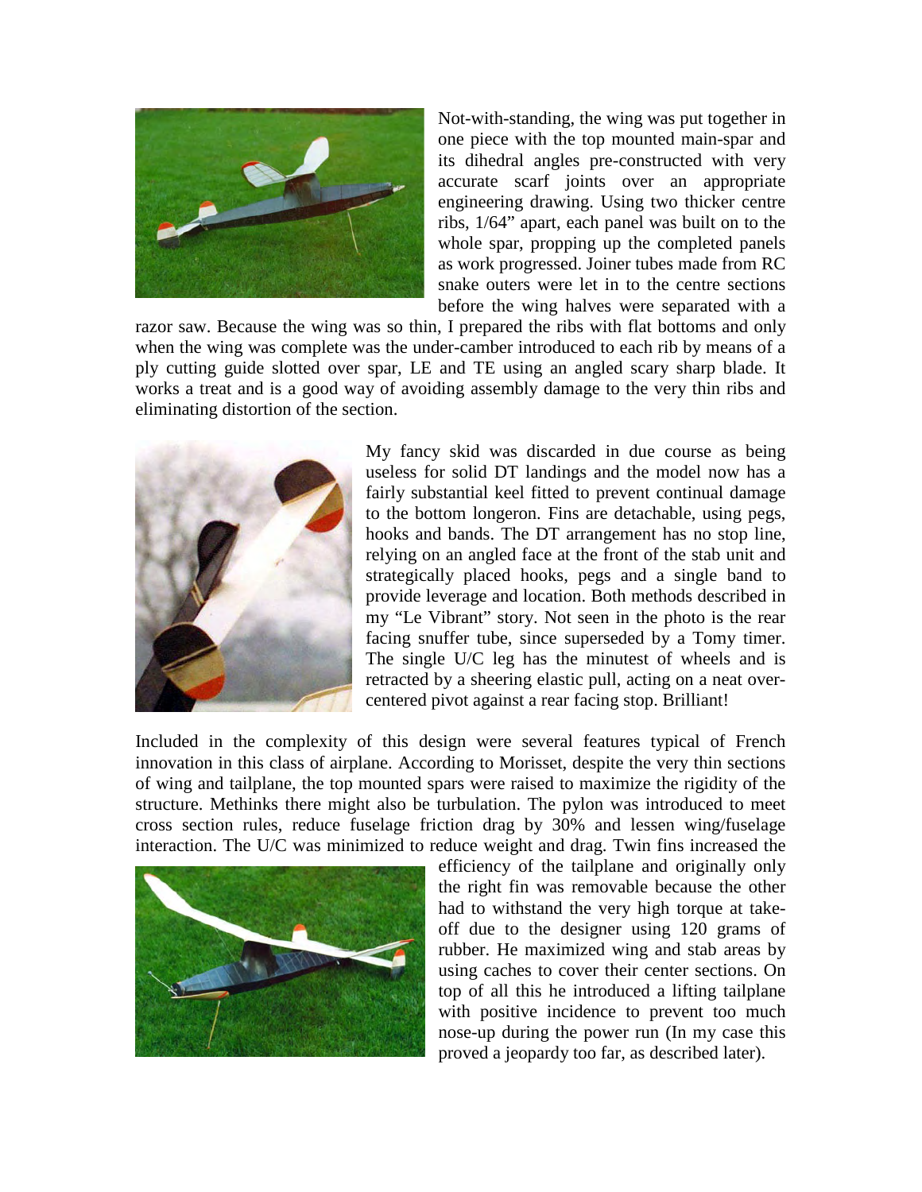Not-with-standing, the wing was put together in one piece with the top mounted main-spar and its dihedral angles pre-constructed with very accurate scarf joints over an appropriate engineering drawing. Using two thicker centre ribs, 1/64" apart, each panel was built on to the whole spar, propping up the completed panels as work progressed. Joiner tubes made from RC snake outers were let in to the centre sections before the wing halves were separated with a razor saw. Because the wing was so thin, I prepared the ribs with flat bottoms and only when the wing was complete was the under-camber introduced to each rib by means of a ply cutting guide slotted over spar, LE and TE using an angled scary sharp blade. It works a treat and is a good way of avoiding assembly damage to the very thin ribs and eliminating distortion of the section.

My fancy skid was discarded in due course as being useless for solid DT landings and the model now has a fairly substantial keel fitted to prevent continual damage to the bottom longeron. Fins are detachable, using pegs, hooks and bands. The DT arrangement has no stop line, relying on an angled face at the front of the stab unit and strategically placed hooks, pegs and a single band to provide leverage and location. Both methods described in my "Le Vibrant" story. Not seen in the photo is the rear facing snuffer tube, since superseded by a Tomy timer. The single U/C leg has the minutest of wheels and is retracted by a sheering elastic pull, acting on a neat over-centered pivot against a rear facing stop. Brilliant!

Included in the complexity of this design were several features typical of French innovation in this class of airplane. According to Morisset, despite the very thin sections of wing and tailplane, the top mounted spars were raised to maximize the rigidity of the structure. Methinks there might also be turbulation. The pylon was introduced to meet cross section rules, reduce fuselage friction drag by 30% and lessen wing/fuselage interaction. The U/C was minimized to reduce weight and drag. Twin fins increased the efficiency of the tailplane and originally only the right fin was removable because the other had to withstand the very high torque at take-off due to the designer using 120 grams of rubber. He maximized wing and stab areas by using caches to cover their center sections. On top of all this he introduced a lifting tailplane with positive incidence to prevent too much nose-up during the power run (In my case this proved a jeopardy too far, as described later).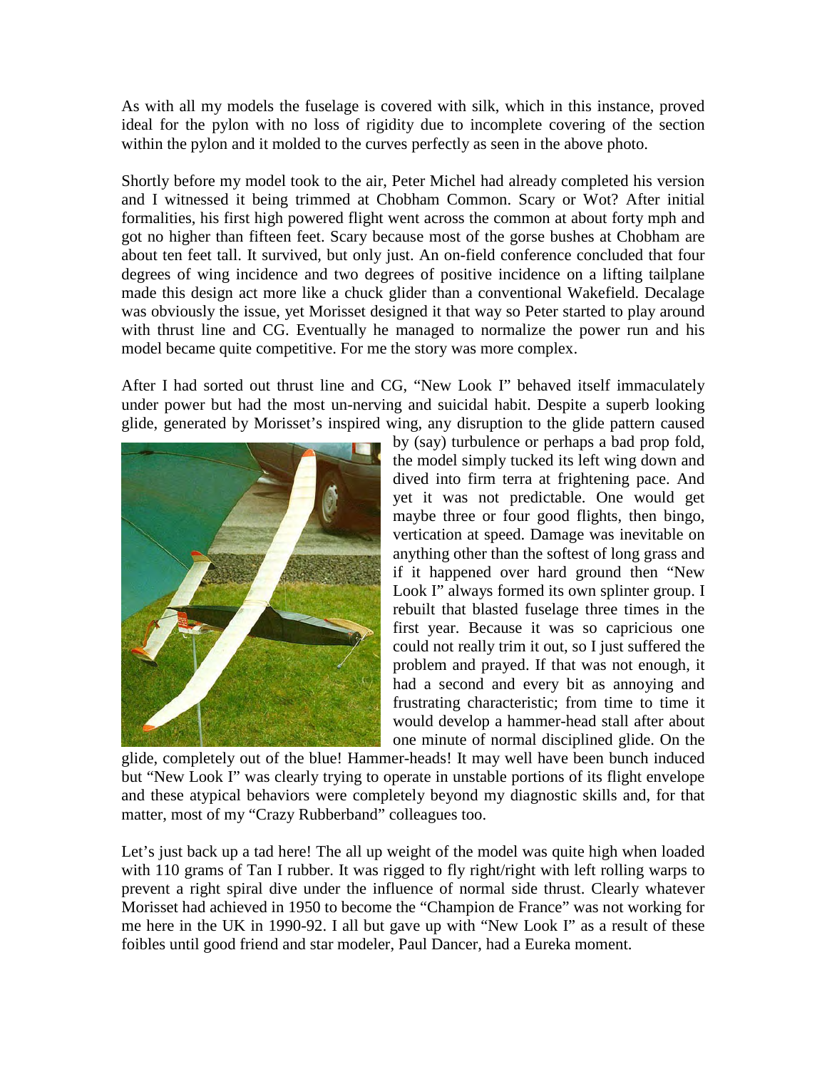As with all my models the fuselage is covered with silk, which in this instance, proved ideal for the pylon with no loss of rigidity due to incomplete covering of the section within the pylon and it molded to the curves perfectly as seen in the above photo.

Shortly before my model took to the air, Peter Michel had already completed his version and I witnessed it being trimmed at Chobham Common. Scary or Wot? After initial formalities, his first high powered flight went across the common at about forty mph and got no higher than fifteen feet. Scary because most of the gorse bushes at Chobham are about ten feet tall. It survived, but only just. An on-field conference concluded that four degrees of wing incidence and two degrees of positive incidence on a lifting tailplane made this design act more like a chuck glider than a conventional Wakefield. Decalage was obviously the issue, yet Morisset designed it that way so Peter started to play around with thrust line and CG. Eventually he managed to normalize the power run and his model became quite competitive. For me the story was more complex.

After I had sorted out thrust line and CG, "New Look I" behaved itself immaculately under power but had the most un-nerving and suicidal habit. Despite a superb looking glide, generated by Morisset's inspired wing, any disruption to the glide pattern caused by (say) turbulence or perhaps a bad prop fold, the model simply tucked its left wing down and dived into firm terra at frightening pace. And yet it was not predictable. One would get maybe three or four good flights, then bingo, vertication at speed. Damage was inevitable on anything other than the softest of long grass and if it happened over hard ground then "New Look I" always formed its own splinter group. I rebuilt that blasted fuselage three times in the first year. Because it was so capricious one could not really trim it out, so I just suffered the problem and prayed. If that was not enough, it had a second and every bit as annoying and frustrating characteristic; from time to time it would develop a hammer-head stall after about one minute of normal disciplined glide. On the glide, completely out of the blue! Hammer-heads! It may well have been bunch induced but "New Look I" was clearly trying to operate in unstable portions of its flight envelope and these atypical behaviors were completely beyond my diagnostic skills and, for that matter, most of my "Crazy Rubberband" colleagues too.

Let's just back up a tad here! The all up weight of the model was quite high when loaded with 110 grams of Tan I rubber. It was rigged to fly right/right with left rolling warps to prevent a right spiral dive under the influence of normal side thrust. Clearly whatever Morisset had achieved in 1950 to become the "Champion de France" was not working for me here in the UK in 1990-92. I all but gave up with "New Look I" as a result of these foibles until good friend and star modeler, Paul Dancer, had a Eureka moment.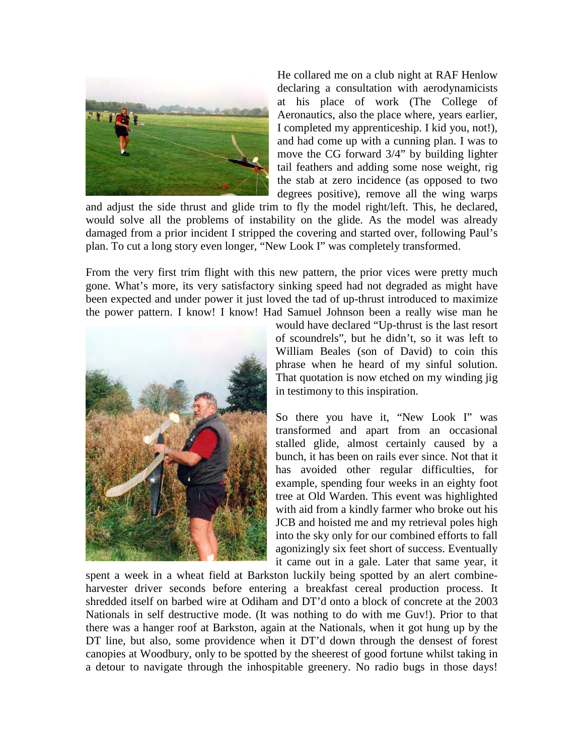He collared me on a club night at RAF Henlow declaring a consultation with aerodynamicists at his place of work (The College of Aeronautics, also the place where, years earlier, I completed my apprenticeship. I kid you, not!), and had come up with a cunning plan. I was to move the CG forward 3/4" by building lighter tail feathers and adding some nose weight, rig the stab at zero incidence (as opposed to two degrees positive), remove all the wing warps and adjust the side thrust and glide trim to fly the model right/left. This, he declared, would solve all the problems of instability on the glide. As the model was already damaged from a prior incident I stripped the covering and started over, following Paul's plan. To cut a long story even longer, "New Look I" was completely transformed.

From the very first trim flight with this new pattern, the prior vices were pretty much gone. What's more, its very satisfactory sinking speed had not degraded as might have been expected and under power it just loved the tad of up-thrust introduced to maximize the power pattern. I know! I know! Had Samuel Johnson been a really wise man he would have declared "Up-thrust is the last resort of scoundrels", but he didn't, so it was left to William Beales (son of David) to coin this phrase when he heard of my sinful solution. That quotation is now etched on my winding jig in testimony to this inspiration.

So there you have it, "New Look I" was transformed and apart from an occasional stalled glide, almost certainly caused by a bunch, it has been on rails ever since. Not that it has avoided other regular difficulties, for example, spending four weeks in an eighty foot tree at Old Warden. This event was highlighted with aid from a kindly farmer who broke out his JCB and hoisted me and my retrieval poles high into the sky only for our combined efforts to fall agonizingly six feet short of success. Eventually it came out in a gale. Later that same year, it spent a week in a wheat field at Barkston luckily being spotted by an alert combine-harvester driver seconds before entering a breakfast cereal production process. It shredded itself on barbed wire at Odiham and DT'd onto a block of concrete at the 2003 Nationals in self destructive mode. (It was nothing to do with me Guv!). Prior to that there was a hanger roof at Barkston, again at the Nationals, when it got hung up by the DT line, but also, some providence when it DT'd down through the densest of forest canopies at Woodbury, only to be spotted by the sheerest of good fortune whilst taking in a detour to navigate through the inhospitable greenery. No radio bugs in those days!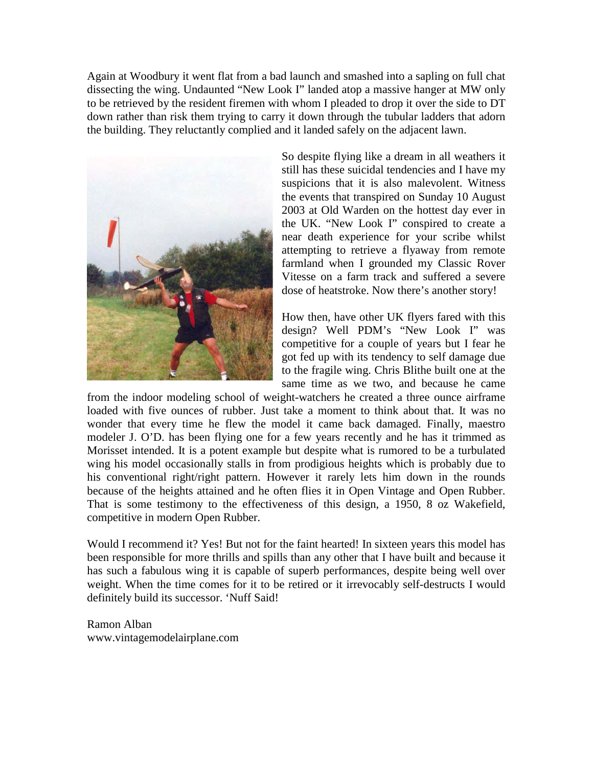Again at Woodbury it went flat from a bad launch and smashed into a sapling on full chat dissecting the wing. Undaunted "New Look I" landed atop a massive hanger at MW only to be retrieved by the resident firemen with whom I pleaded to drop it over the side to DT down rather than risk them trying to carry it down through the tubular ladders that adorn the building. They reluctantly complied and it landed safely on the adjacent lawn.

So despite flying like a dream in all weathers it still has these suicidal tendencies and I have my suspicions that it is also malevolent. Witness the events that transpired on Sunday 10 August 2003 at Old Warden on the hottest day ever in the UK. "New Look I" conspired to create a near death experience for your scribe whilst attempting to retrieve a flyaway from remote farmland when I grounded my Classic Rover Vitesse on a farm track and suffered a severe dose of heatstroke. Now there's another story!

How then, have other UK flyers fared with this design? Well PDM's "New Look I" was competitive for a couple of years but I fear he got fed up with its tendency to self damage due to the fragile wing. Chris Blithe built one at the same time as we two, and because he came from the indoor modeling school of weight-watchers he created a three ounce airframe loaded with five ounces of rubber. Just take a moment to think about that. It was no wonder that every time he flew the model it came back damaged. Finally, maestro modeler J. O'D. has been flying one for a few years recently and he has it trimmed as Morisset intended. It is a potent example but despite what is rumored to be a turbulated wing his model occasionally stalls in from prodigious heights which is probably due to his conventional right/right pattern. However it rarely lets him down in the rounds because of the heights attained and he often flies it in Open Vintage and Open Rubber. That is some testimony to the effectiveness of this design, a 1950, 8 oz Wakefield, competitive in modern Open Rubber.

Would I recommend it? Yes! But not for the faint hearted! In sixteen years this model has been responsible for more thrills and spills than any other that I have built and because it has such a fabulous wing it is capable of superb performances, despite being well over weight. When the time comes for it to be retired or it irrevocably self-destructs I would definitely build its successor. 'Nuff Said!

Ramon Alban
www.vintagemodelairplane.com